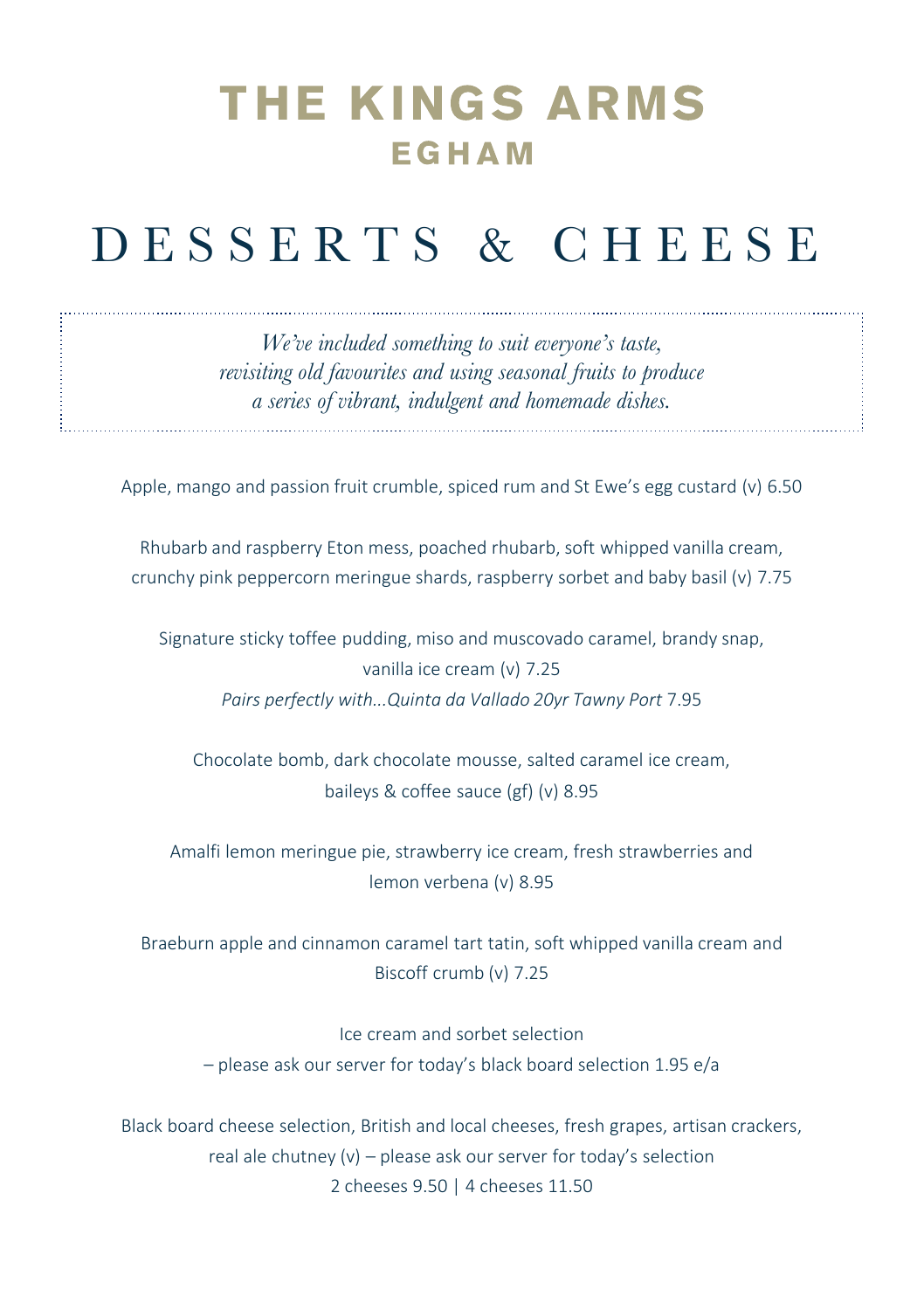# THE KINGS ARMS
## EGHAM

# DESSERTS & CHEESE

*We've included something to suit everyone's taste, revisiting old favourites and using seasonal fruits to produce a series of vibrant, indulgent and homemade dishes.*

Apple, mango and passion fruit crumble, spiced rum and St Ewe's egg custard (v) 6.50

Rhubarb and raspberry Eton mess, poached rhubarb, soft whipped vanilla cream, crunchy pink peppercorn meringue shards, raspberry sorbet and baby basil (v) 7.75

Signature sticky toffee pudding, miso and muscovado caramel, brandy snap, vanilla ice cream (v) 7.25
*Pairs perfectly with...Quinta da Vallado 20yr Tawny Port* 7.95

Chocolate bomb, dark chocolate mousse, salted caramel ice cream, baileys & coffee sauce (gf) (v) 8.95

Amalfi lemon meringue pie, strawberry ice cream, fresh strawberries and lemon verbena (v) 8.95

Braeburn apple and cinnamon caramel tart tatin, soft whipped vanilla cream and Biscoff crumb (v) 7.25

Ice cream and sorbet selection
– please ask our server for today's black board selection 1.95 e/a

Black board cheese selection, British and local cheeses, fresh grapes, artisan crackers, real ale chutney (v) – please ask our server for today's selection
2 cheeses 9.50 | 4 cheeses 11.50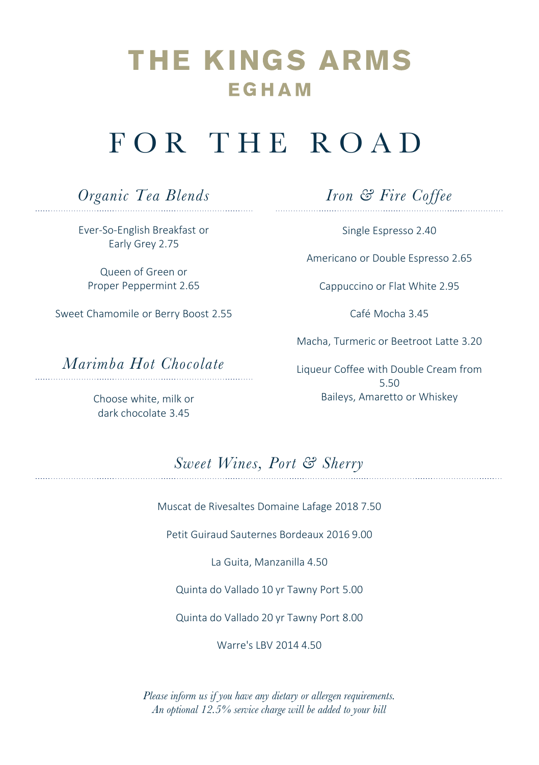# THE KINGS ARMS
## EGHAM

# FOR THE ROAD

### *Organic Tea Blends*

Ever-So-English Breakfast or
Early Grey 2.75

Queen of Green or
Proper Peppermint 2.65

Sweet Chamomile or Berry Boost 2.55

### *Marimba Hot Chocolate*

Choose white, milk or
dark chocolate 3.45

### *Iron & Fire Coffee*

Single Espresso 2.40

Americano or Double Espresso 2.65

Cappuccino or Flat White 2.95

Café Mocha 3.45

Macha, Turmeric or Beetroot Latte 3.20

Liqueur Coffee with Double Cream from
5.50
Baileys, Amaretto or Whiskey

### *Sweet Wines, Port & Sherry*

Muscat de Rivesaltes Domaine Lafage 2018 7.50

Petit Guiraud Sauternes Bordeaux 2016 9.00

La Guita, Manzanilla 4.50

Quinta do Vallado 10 yr Tawny Port 5.00

Quinta do Vallado 20 yr Tawny Port 8.00

Warre's LBV 2014 4.50

*Please inform us if you have any dietary or allergen requirements.*
*An optional 12.5% service charge will be added to your bill*